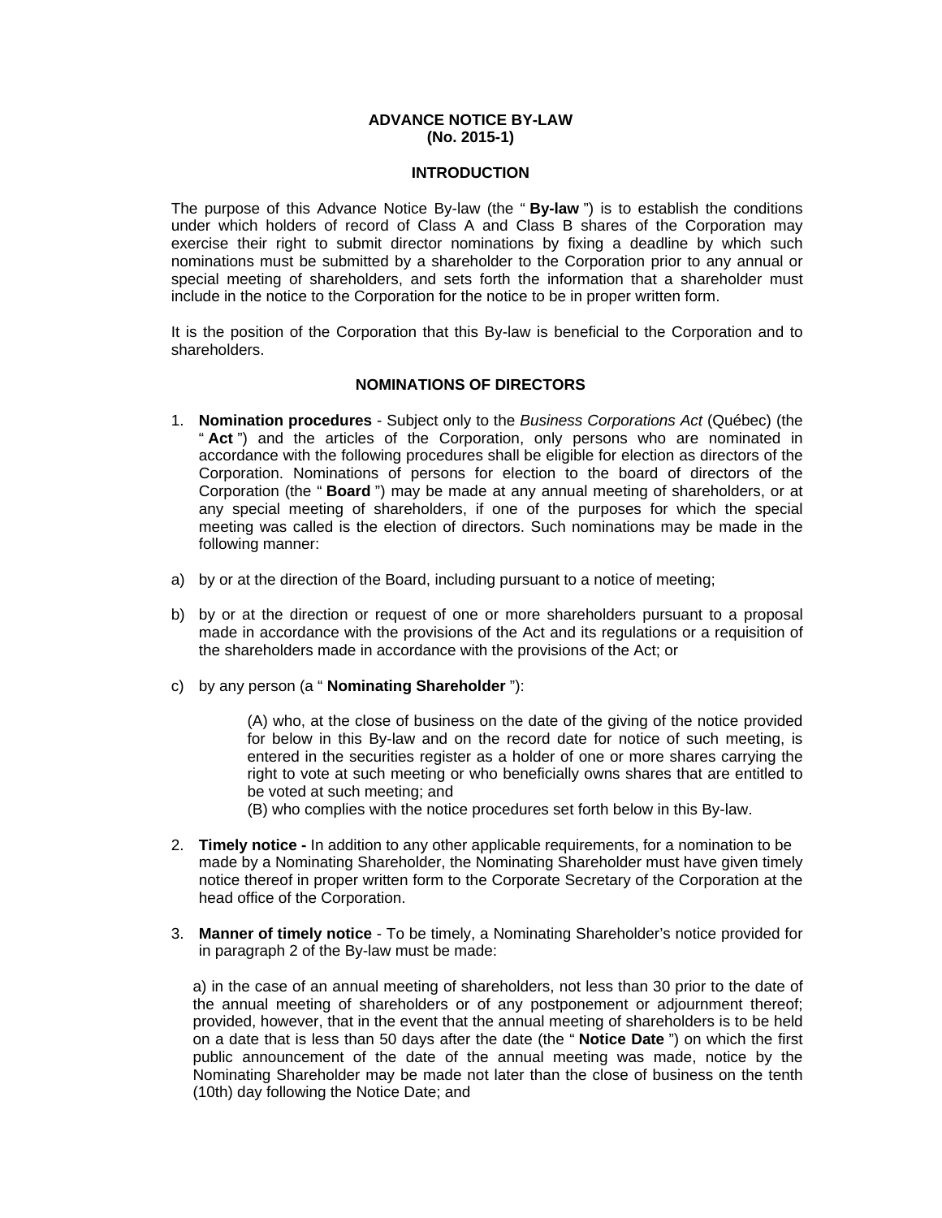# ADVANCE NOTICE BY-LAW
## (No. 2015-1)

### INTRODUCTION

The purpose of this Advance Notice By-law (the " **By-law** ") is to establish the conditions under which holders of record of Class A and Class B shares of the Corporation may exercise their right to submit director nominations by fixing a deadline by which such nominations must be submitted by a shareholder to the Corporation prior to any annual or special meeting of shareholders, and sets forth the information that a shareholder must include in the notice to the Corporation for the notice to be in proper written form.

It is the position of the Corporation that this By-law is beneficial to the Corporation and to shareholders.

### NOMINATIONS OF DIRECTORS

1. **Nomination procedures** - Subject only to the *Business Corporations Act* (Québec) (the " **Act** ") and the articles of the Corporation, only persons who are nominated in accordance with the following procedures shall be eligible for election as directors of the Corporation. Nominations of persons for election to the board of directors of the Corporation (the " **Board** ") may be made at any annual meeting of shareholders, or at any special meeting of shareholders, if one of the purposes for which the special meeting was called is the election of directors. Such nominations may be made in the following manner:

a) by or at the direction of the Board, including pursuant to a notice of meeting;

b) by or at the direction or request of one or more shareholders pursuant to a proposal made in accordance with the provisions of the Act and its regulations or a requisition of the shareholders made in accordance with the provisions of the Act; or

c) by any person (a " **Nominating Shareholder** "):

   (A) who, at the close of business on the date of the giving of the notice provided for below in this By-law and on the record date for notice of such meeting, is entered in the securities register as a holder of one or more shares carrying the right to vote at such meeting or who beneficially owns shares that are entitled to be voted at such meeting; and
   
   (B) who complies with the notice procedures set forth below in this By-law.

2. **Timely notice -** In addition to any other applicable requirements, for a nomination to be made by a Nominating Shareholder, the Nominating Shareholder must have given timely notice thereof in proper written form to the Corporate Secretary of the Corporation at the head office of the Corporation.

3. **Manner of timely notice** - To be timely, a Nominating Shareholder's notice provided for in paragraph 2 of the By-law must be made:

   a) in the case of an annual meeting of shareholders, not less than 30 prior to the date of the annual meeting of shareholders or of any postponement or adjournment thereof; provided, however, that in the event that the annual meeting of shareholders is to be held on a date that is less than 50 days after the date (the " **Notice Date** ") on which the first public announcement of the date of the annual meeting was made, notice by the Nominating Shareholder may be made not later than the close of business on the tenth (10th) day following the Notice Date; and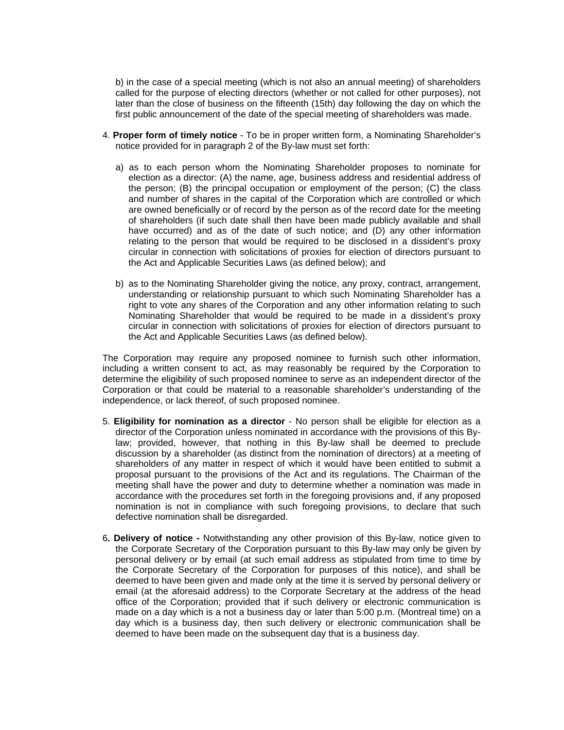b) in the case of a special meeting (which is not also an annual meeting) of shareholders called for the purpose of electing directors (whether or not called for other purposes), not later than the close of business on the fifteenth (15th) day following the day on which the first public announcement of the date of the special meeting of shareholders was made.

4. **Proper form of timely notice** - To be in proper written form, a Nominating Shareholder's notice provided for in paragraph 2 of the By-law must set forth:

   a) as to each person whom the Nominating Shareholder proposes to nominate for election as a director: (A) the name, age, business address and residential address of the person; (B) the principal occupation or employment of the person; (C) the class and number of shares in the capital of the Corporation which are controlled or which are owned beneficially or of record by the person as of the record date for the meeting of shareholders (if such date shall then have been made publicly available and shall have occurred) and as of the date of such notice; and (D) any other information relating to the person that would be required to be disclosed in a dissident's proxy circular in connection with solicitations of proxies for election of directors pursuant to the Act and Applicable Securities Laws (as defined below); and

   b) as to the Nominating Shareholder giving the notice, any proxy, contract, arrangement, understanding or relationship pursuant to which such Nominating Shareholder has a right to vote any shares of the Corporation and any other information relating to such Nominating Shareholder that would be required to be made in a dissident's proxy circular in connection with solicitations of proxies for election of directors pursuant to the Act and Applicable Securities Laws (as defined below).

The Corporation may require any proposed nominee to furnish such other information, including a written consent to act, as may reasonably be required by the Corporation to determine the eligibility of such proposed nominee to serve as an independent director of the Corporation or that could be material to a reasonable shareholder's understanding of the independence, or lack thereof, of such proposed nominee.

5. **Eligibility for nomination as a director** - No person shall be eligible for election as a director of the Corporation unless nominated in accordance with the provisions of this By-law; provided, however, that nothing in this By-law shall be deemed to preclude discussion by a shareholder (as distinct from the nomination of directors) at a meeting of shareholders of any matter in respect of which it would have been entitled to submit a proposal pursuant to the provisions of the Act and its regulations. The Chairman of the meeting shall have the power and duty to determine whether a nomination was made in accordance with the procedures set forth in the foregoing provisions and, if any proposed nomination is not in compliance with such foregoing provisions, to declare that such defective nomination shall be disregarded.

6**. Delivery of notice -** Notwithstanding any other provision of this By-law, notice given to the Corporate Secretary of the Corporation pursuant to this By-law may only be given by personal delivery or by email (at such email address as stipulated from time to time by the Corporate Secretary of the Corporation for purposes of this notice), and shall be deemed to have been given and made only at the time it is served by personal delivery or email (at the aforesaid address) to the Corporate Secretary at the address of the head office of the Corporation; provided that if such delivery or electronic communication is made on a day which is a not a business day or later than 5:00 p.m. (Montreal time) on a day which is a business day, then such delivery or electronic communication shall be deemed to have been made on the subsequent day that is a business day.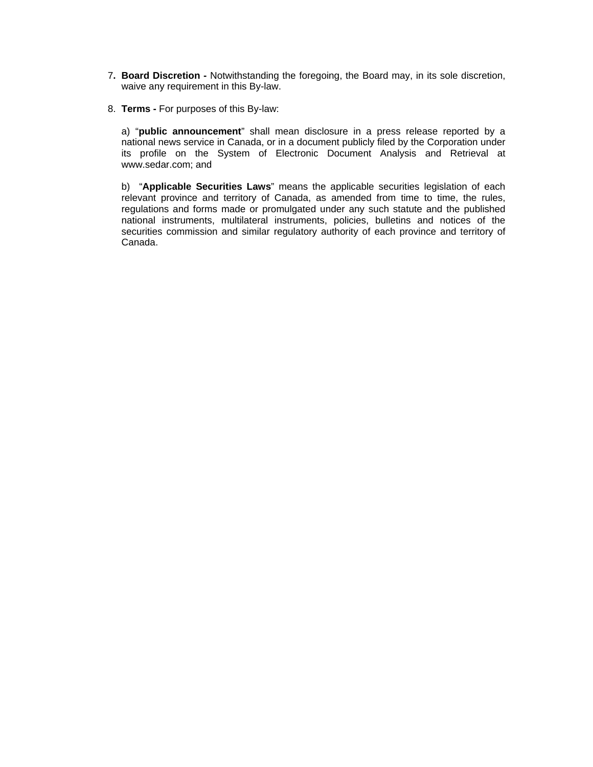7. **Board Discretion -** Notwithstanding the foregoing, the Board may, in its sole discretion, waive any requirement in this By-law.

8. **Terms -** For purposes of this By-law:

   a) "**public announcement**" shall mean disclosure in a press release reported by a national news service in Canada, or in a document publicly filed by the Corporation under its profile on the System of Electronic Document Analysis and Retrieval at www.sedar.com; and

   b) "**Applicable Securities Laws**" means the applicable securities legislation of each relevant province and territory of Canada, as amended from time to time, the rules, regulations and forms made or promulgated under any such statute and the published national instruments, multilateral instruments, policies, bulletins and notices of the securities commission and similar regulatory authority of each province and territory of Canada.